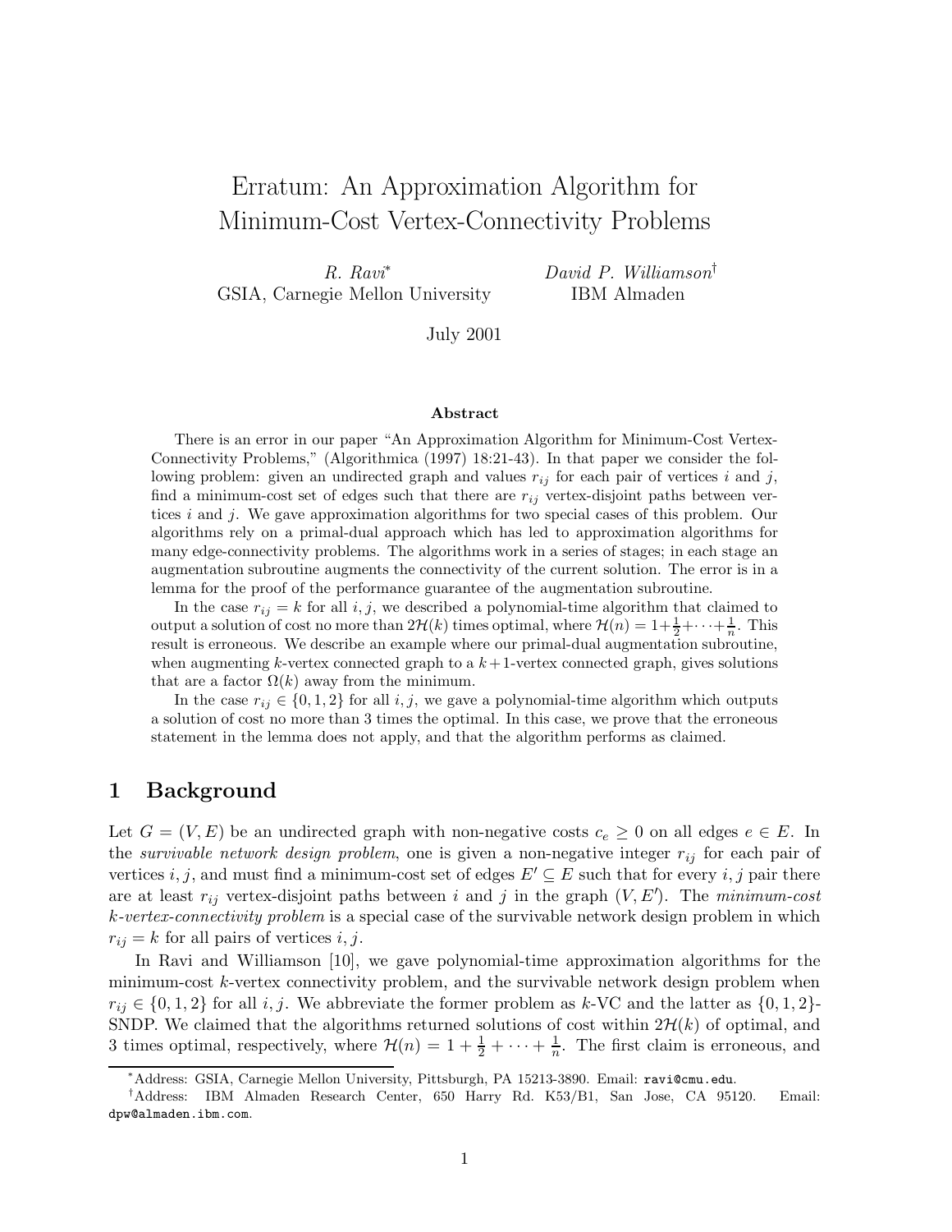# Erratum: An Approximation Algorithm for Minimum-Cost Vertex-Connectivity Problems

*R. Ravi*[*]
GSIA, Carnegie Mellon University

*David P. Williamson*[†]
IBM Almaden

July 2001

**Abstract**

There is an error in our paper "An Approximation Algorithm for Minimum-Cost Vertex-Connectivity Problems," (Algorithmica (1997) 18:21-43). In that paper we consider the following problem: given an undirected graph and values $r_{ij}$ for each pair of vertices $i$ and $j$, find a minimum-cost set of edges such that there are $r_{ij}$ vertex-disjoint paths between vertices $i$ and $j$. We gave approximation algorithms for two special cases of this problem. Our algorithms rely on a primal-dual approach which has led to approximation algorithms for many edge-connectivity problems. The algorithms work in a series of stages; in each stage an augmentation subroutine augments the connectivity of the current solution. The error is in a lemma for the proof of the performance guarantee of the augmentation subroutine.

In the case $r_{ij} = k$ for all $i, j$, we described a polynomial-time algorithm that claimed to output a solution of cost no more than $2\mathcal{H}(k)$ times optimal, where $\mathcal{H}(n) = 1 + \frac{1}{2} + \cdots + \frac{1}{n}$. This result is erroneous. We describe an example where our primal-dual augmentation subroutine, when augmenting $k$-vertex connected graph to a $k+1$-vertex connected graph, gives solutions that are a factor $\Omega(k)$ away from the minimum.

In the case $r_{ij} \in \{0, 1, 2\}$ for all $i, j$, we gave a polynomial-time algorithm which outputs a solution of cost no more than 3 times the optimal. In this case, we prove that the erroneous statement in the lemma does not apply, and that the algorithm performs as claimed.

## 1 Background

Let $G = (V, E)$ be an undirected graph with non-negative costs $c_e \geq 0$ on all edges $e \in E$. In the *survivable network design problem*, one is given a non-negative integer $r_{ij}$ for each pair of vertices $i, j$, and must find a minimum-cost set of edges $E' \subseteq E$ such that for every $i, j$ pair there are at least $r_{ij}$ vertex-disjoint paths between $i$ and $j$ in the graph $(V, E')$. The *minimum-cost $k$-vertex-connectivity problem* is a special case of the survivable network design problem in which $r_{ij} = k$ for all pairs of vertices $i, j$.

In Ravi and Williamson [10], we gave polynomial-time approximation algorithms for the minimum-cost $k$-vertex connectivity problem, and the survivable network design problem when $r_{ij} \in \{0, 1, 2\}$ for all $i, j$. We abbreviate the former problem as $k$-VC and the latter as $\{0, 1, 2\}$-SNDP. We claimed that the algorithms returned solutions of cost within $2\mathcal{H}(k)$ of optimal, and 3 times optimal, respectively, where $\mathcal{H}(n) = 1 + \frac{1}{2} + \cdots + \frac{1}{n}$. The first claim is erroneous, and

[*]Address: GSIA, Carnegie Mellon University, Pittsburgh, PA 15213-3890. Email: ravi@cmu.edu.

[†]Address: IBM Almaden Research Center, 650 Harry Rd. K53/B1, San Jose, CA 95120. Email: dpw@almaden.ibm.com.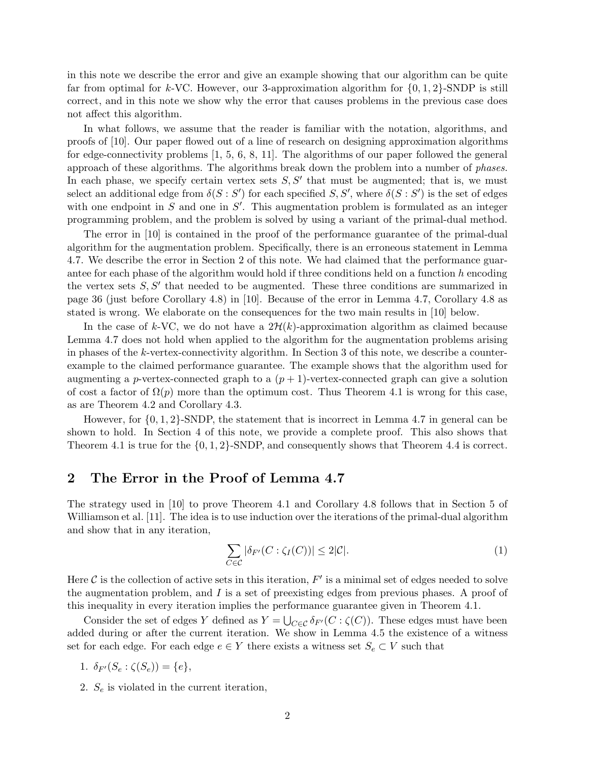in this note we describe the error and give an example showing that our algorithm can be quite far from optimal for $k$-VC. However, our 3-approximation algorithm for $\{0, 1, 2\}$-SNDP is still correct, and in this note we show why the error that causes problems in the previous case does not affect this algorithm.

In what follows, we assume that the reader is familiar with the notation, algorithms, and proofs of [10]. Our paper flowed out of a line of research on designing approximation algorithms for edge-connectivity problems [1, 5, 6, 8, 11]. The algorithms of our paper followed the general approach of these algorithms. The algorithms break down the problem into a number of *phases*. In each phase, we specify certain vertex sets $S, S'$ that must be augmented; that is, we must select an additional edge from $\delta(S : S')$ for each specified $S, S'$, where $\delta(S : S')$ is the set of edges with one endpoint in $S$ and one in $S'$. This augmentation problem is formulated as an integer programming problem, and the problem is solved by using a variant of the primal-dual method.

The error in [10] is contained in the proof of the performance guarantee of the primal-dual algorithm for the augmentation problem. Specifically, there is an erroneous statement in Lemma 4.7. We describe the error in Section 2 of this note. We had claimed that the performance guarantee for each phase of the algorithm would hold if three conditions held on a function $h$ encoding the vertex sets $S, S'$ that needed to be augmented. These three conditions are summarized in page 36 (just before Corollary 4.8) in [10]. Because of the error in Lemma 4.7, Corollary 4.8 as stated is wrong. We elaborate on the consequences for the two main results in [10] below.

In the case of $k$-VC, we do not have a $2\mathcal{H}(k)$-approximation algorithm as claimed because Lemma 4.7 does not hold when applied to the algorithm for the augmentation problems arising in phases of the $k$-vertex-connectivity algorithm. In Section 3 of this note, we describe a counterexample to the claimed performance guarantee. The example shows that the algorithm used for augmenting a $p$-vertex-connected graph to a $(p + 1)$-vertex-connected graph can give a solution of cost a factor of $\Omega(p)$ more than the optimum cost. Thus Theorem 4.1 is wrong for this case, as are Theorem 4.2 and Corollary 4.3.

However, for $\{0, 1, 2\}$-SNDP, the statement that is incorrect in Lemma 4.7 in general can be shown to hold. In Section 4 of this note, we provide a complete proof. This also shows that Theorem 4.1 is true for the $\{0, 1, 2\}$-SNDP, and consequently shows that Theorem 4.4 is correct.

## 2 The Error in the Proof of Lemma 4.7

The strategy used in [10] to prove Theorem 4.1 and Corollary 4.8 follows that in Section 5 of Williamson et al. [11]. The idea is to use induction over the iterations of the primal-dual algorithm and show that in any iteration,

$$\sum_{C \in \mathcal{C}} |\delta_{F'}(C : \zeta_I(C))| \leq 2|\mathcal{C}|. \tag{1}$$

Here $\mathcal{C}$ is the collection of active sets in this iteration, $F'$ is a minimal set of edges needed to solve the augmentation problem, and $I$ is a set of preexisting edges from previous phases. A proof of this inequality in every iteration implies the performance guarantee given in Theorem 4.1.

Consider the set of edges $Y$ defined as $Y = \bigcup_{C \in \mathcal{C}} \delta_{F'}(C : \zeta(C))$. These edges must have been added during or after the current iteration. We show in Lemma 4.5 the existence of a witness set for each edge. For each edge $e \in Y$ there exists a witness set $S_e \subset V$ such that

1. $\delta_{F'}(S_e : \zeta(S_e)) = \{e\}$,
2. $S_e$ is violated in the current iteration,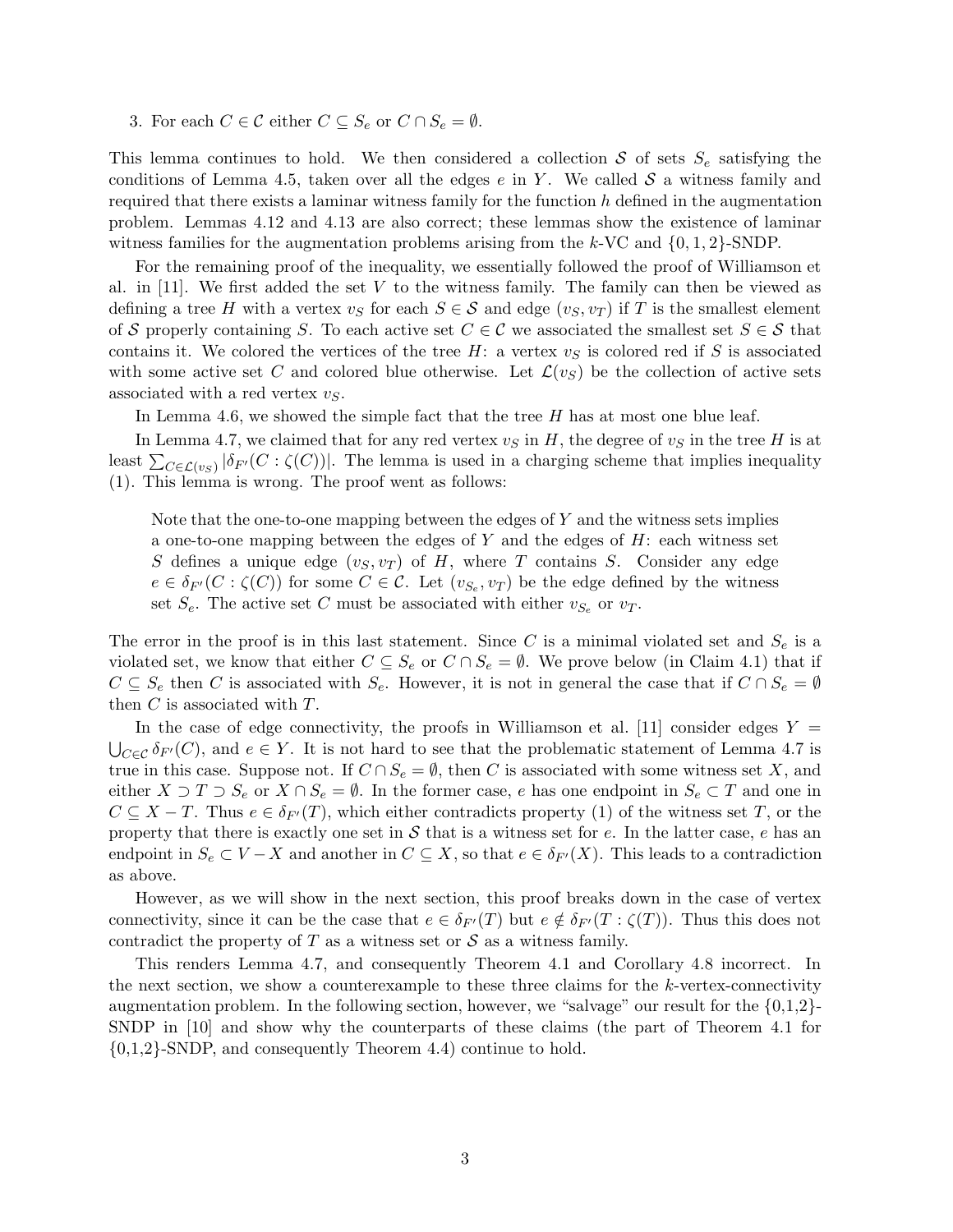3. For each $C \in \mathcal{C}$ either $C \subseteq S_e$ or $C \cap S_e = \emptyset$.

This lemma continues to hold. We then considered a collection $\mathcal{S}$ of sets $S_e$ satisfying the conditions of Lemma 4.5, taken over all the edges $e$ in $Y$. We called $\mathcal{S}$ a witness family and required that there exists a laminar witness family for the function $h$ defined in the augmentation problem. Lemmas 4.12 and 4.13 are also correct; these lemmas show the existence of laminar witness families for the augmentation problems arising from the $k$-VC and $\{0, 1, 2\}$-SNDP.

For the remaining proof of the inequality, we essentially followed the proof of Williamson et al. in [11]. We first added the set $V$ to the witness family. The family can then be viewed as defining a tree $H$ with a vertex $v_S$ for each $S \in \mathcal{S}$ and edge $(v_S, v_T)$ if $T$ is the smallest element of $\mathcal{S}$ properly containing $S$. To each active set $C \in \mathcal{C}$ we associated the smallest set $S \in \mathcal{S}$ that contains it. We colored the vertices of the tree $H$: a vertex $v_S$ is colored red if $S$ is associated with some active set $C$ and colored blue otherwise. Let $\mathcal{L}(v_S)$ be the collection of active sets associated with a red vertex $v_S$.

In Lemma 4.6, we showed the simple fact that the tree $H$ has at most one blue leaf.

In Lemma 4.7, we claimed that for any red vertex $v_S$ in $H$, the degree of $v_S$ in the tree $H$ is at least $\sum_{C \in \mathcal{L}(v_S)} |\delta_{F'}(C : \zeta(C))|$. The lemma is used in a charging scheme that implies inequality (1). This lemma is wrong. The proof went as follows:

> Note that the one-to-one mapping between the edges of $Y$ and the witness sets implies a one-to-one mapping between the edges of $Y$ and the edges of $H$: each witness set $S$ defines a unique edge $(v_S, v_T)$ of $H$, where $T$ contains $S$. Consider any edge $e \in \delta_{F'}(C : \zeta(C))$ for some $C \in \mathcal{C}$. Let $(v_{S_e}, v_T)$ be the edge defined by the witness set $S_e$. The active set $C$ must be associated with either $v_{S_e}$ or $v_T$.

The error in the proof is in this last statement. Since $C$ is a minimal violated set and $S_e$ is a violated set, we know that either $C \subseteq S_e$ or $C \cap S_e = \emptyset$. We prove below (in Claim 4.1) that if $C \subseteq S_e$ then $C$ is associated with $S_e$. However, it is not in general the case that if $C \cap S_e = \emptyset$ then $C$ is associated with $T$.

In the case of edge connectivity, the proofs in Williamson et al. [11] consider edges $Y = \bigcup_{C \in \mathcal{C}} \delta_{F'}(C)$, and $e \in Y$. It is not hard to see that the problematic statement of Lemma 4.7 is true in this case. Suppose not. If $C \cap S_e = \emptyset$, then $C$ is associated with some witness set $X$, and either $X \supset T \supset S_e$ or $X \cap S_e = \emptyset$. In the former case, $e$ has one endpoint in $S_e \subset T$ and one in $C \subseteq X - T$. Thus $e \in \delta_{F'}(T)$, which either contradicts property (1) of the witness set $T$, or the property that there is exactly one set in $\mathcal{S}$ that is a witness set for $e$. In the latter case, $e$ has an endpoint in $S_e \subset V - X$ and another in $C \subseteq X$, so that $e \in \delta_{F'}(X)$. This leads to a contradiction as above.

However, as we will show in the next section, this proof breaks down in the case of vertex connectivity, since it can be the case that $e \in \delta_{F'}(T)$ but $e \notin \delta_{F'}(T : \zeta(T))$. Thus this does not contradict the property of $T$ as a witness set or $\mathcal{S}$ as a witness family.

This renders Lemma 4.7, and consequently Theorem 4.1 and Corollary 4.8 incorrect. In the next section, we show a counterexample to these three claims for the $k$-vertex-connectivity augmentation problem. In the following section, however, we "salvage" our result for the {0,1,2}-SNDP in [10] and show why the counterparts of these claims (the part of Theorem 4.1 for {0,1,2}-SNDP, and consequently Theorem 4.4) continue to hold.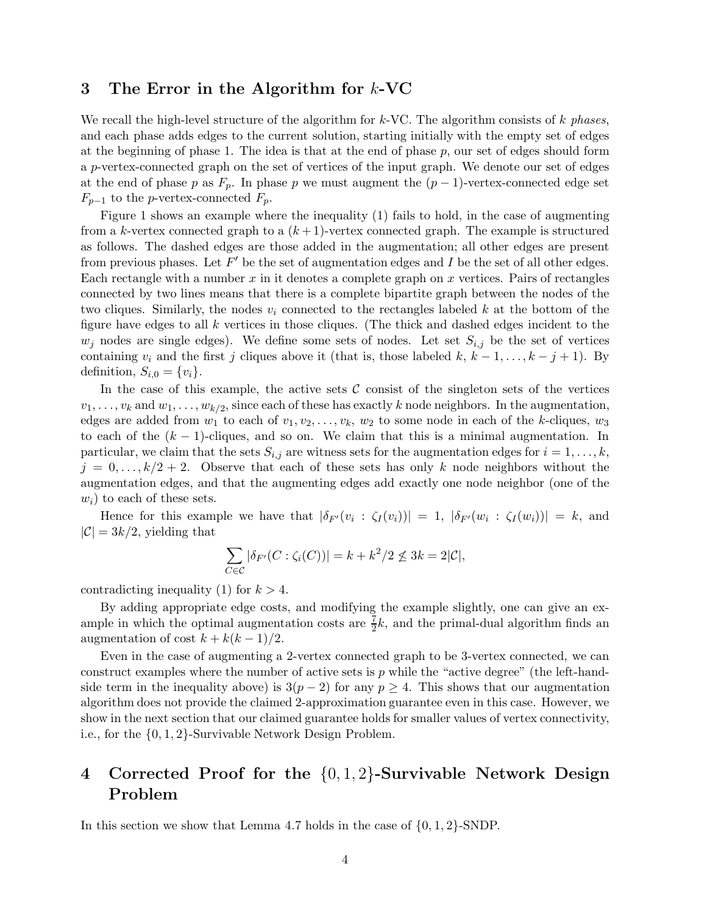## 3 The Error in the Algorithm for $k$-VC

We recall the high-level structure of the algorithm for $k$-VC. The algorithm consists of $k$ *phases*, and each phase adds edges to the current solution, starting initially with the empty set of edges at the beginning of phase 1. The idea is that at the end of phase $p$, our set of edges should form a $p$-vertex-connected graph on the set of vertices of the input graph. We denote our set of edges at the end of phase $p$ as $F_p$. In phase $p$ we must augment the $(p-1)$-vertex-connected edge set $F_{p-1}$ to the $p$-vertex-connected $F_p$.

Figure 1 shows an example where the inequality (1) fails to hold, in the case of augmenting from a $k$-vertex connected graph to a $(k+1)$-vertex connected graph. The example is structured as follows. The dashed edges are those added in the augmentation; all other edges are present from previous phases. Let $F'$ be the set of augmentation edges and $I$ be the set of all other edges. Each rectangle with a number $x$ in it denotes a complete graph on $x$ vertices. Pairs of rectangles connected by two lines means that there is a complete bipartite graph between the nodes of the two cliques. Similarly, the nodes $v_i$ connected to the rectangles labeled $k$ at the bottom of the figure have edges to all $k$ vertices in those cliques. (The thick and dashed edges incident to the $w_j$ nodes are single edges). We define some sets of nodes. Let set $S_{i,j}$ be the set of vertices containing $v_i$ and the first $j$ cliques above it (that is, those labeled $k$, $k-1, \ldots, k-j+1$). By definition, $S_{i,0} = \{v_i\}$.

In the case of this example, the active sets $\mathcal{C}$ consist of the singleton sets of the vertices $v_1, \ldots, v_k$ and $w_1, \ldots, w_{k/2}$, since each of these has exactly $k$ node neighbors. In the augmentation, edges are added from $w_1$ to each of $v_1, v_2, \ldots, v_k$, $w_2$ to some node in each of the $k$-cliques, $w_3$ to each of the $(k-1)$-cliques, and so on. We claim that this is a minimal augmentation. In particular, we claim that the sets $S_{i,j}$ are witness sets for the augmentation edges for $i = 1, \ldots, k$, $j = 0, \ldots, k/2+2$. Observe that each of these sets has only $k$ node neighbors without the augmentation edges, and that the augmenting edges add exactly one node neighbor (one of the $w_i$) to each of these sets.

Hence for this example we have that $|\delta_{F'}(v_i : \zeta_I(v_i))| = 1$, $|\delta_{F'}(w_i : \zeta_I(w_i))| = k$, and $|\mathcal{C}| = 3k/2$, yielding that

$$\sum_{C \in \mathcal{C}} |\delta_{F'}(C : \zeta_i(C))| = k + k^2/2 \not\leq 3k = 2|\mathcal{C}|,$$

contradicting inequality (1) for $k > 4$.

By adding appropriate edge costs, and modifying the example slightly, one can give an example in which the optimal augmentation costs are $\frac{7}{2}k$, and the primal-dual algorithm finds an augmentation of cost $k + k(k-1)/2$.

Even in the case of augmenting a 2-vertex connected graph to be 3-vertex connected, we can construct examples where the number of active sets is $p$ while the "active degree" (the left-hand-side term in the inequality above) is $3(p-2)$ for any $p \geq 4$. This shows that our augmentation algorithm does not provide the claimed 2-approximation guarantee even in this case. However, we show in the next section that our claimed guarantee holds for smaller values of vertex connectivity, i.e., for the $\{0,1,2\}$-Survivable Network Design Problem.

## 4 Corrected Proof for the $\{0,1,2\}$-Survivable Network Design Problem

In this section we show that Lemma 4.7 holds in the case of $\{0,1,2\}$-SNDP.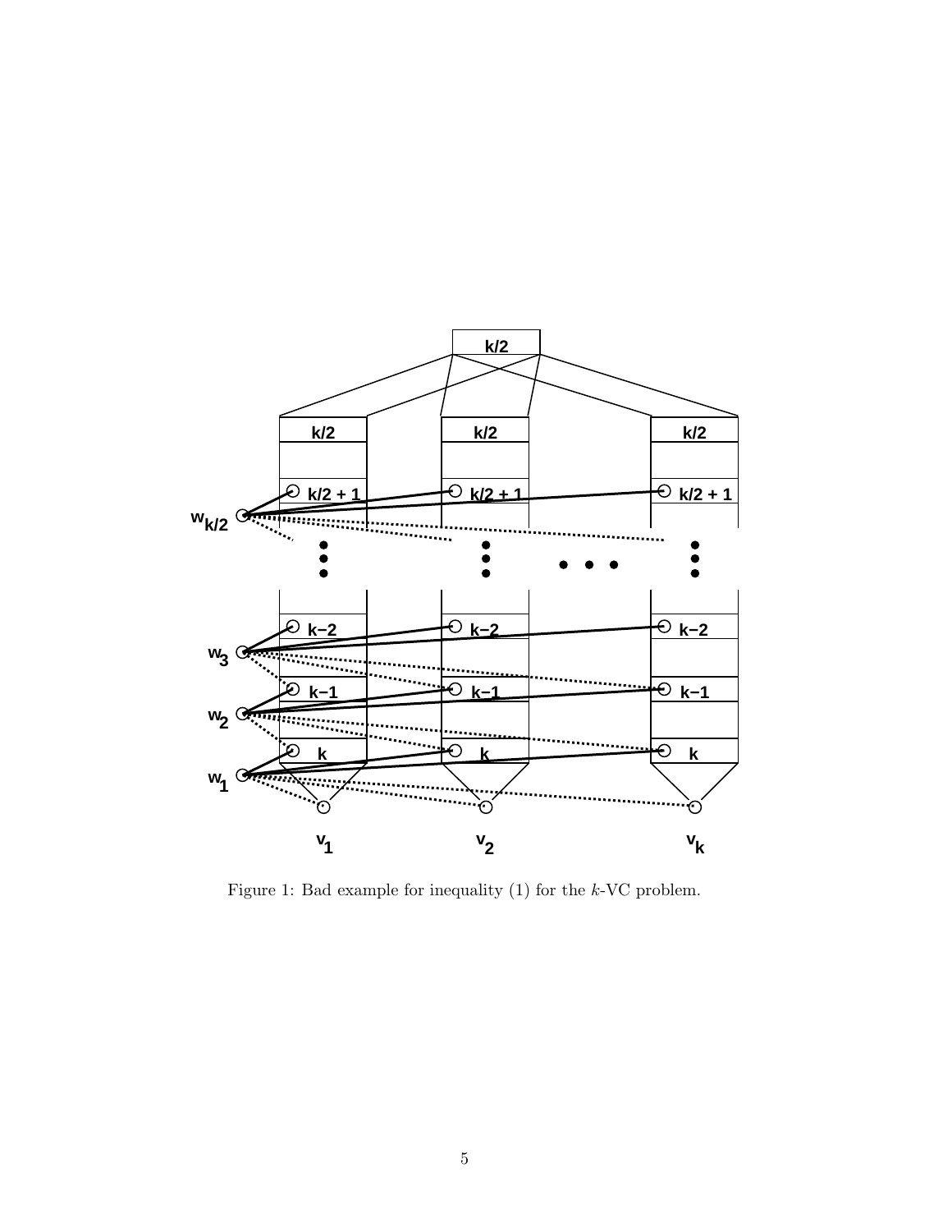Figure 1: Bad example for inequality (1) for the $k$-VC problem.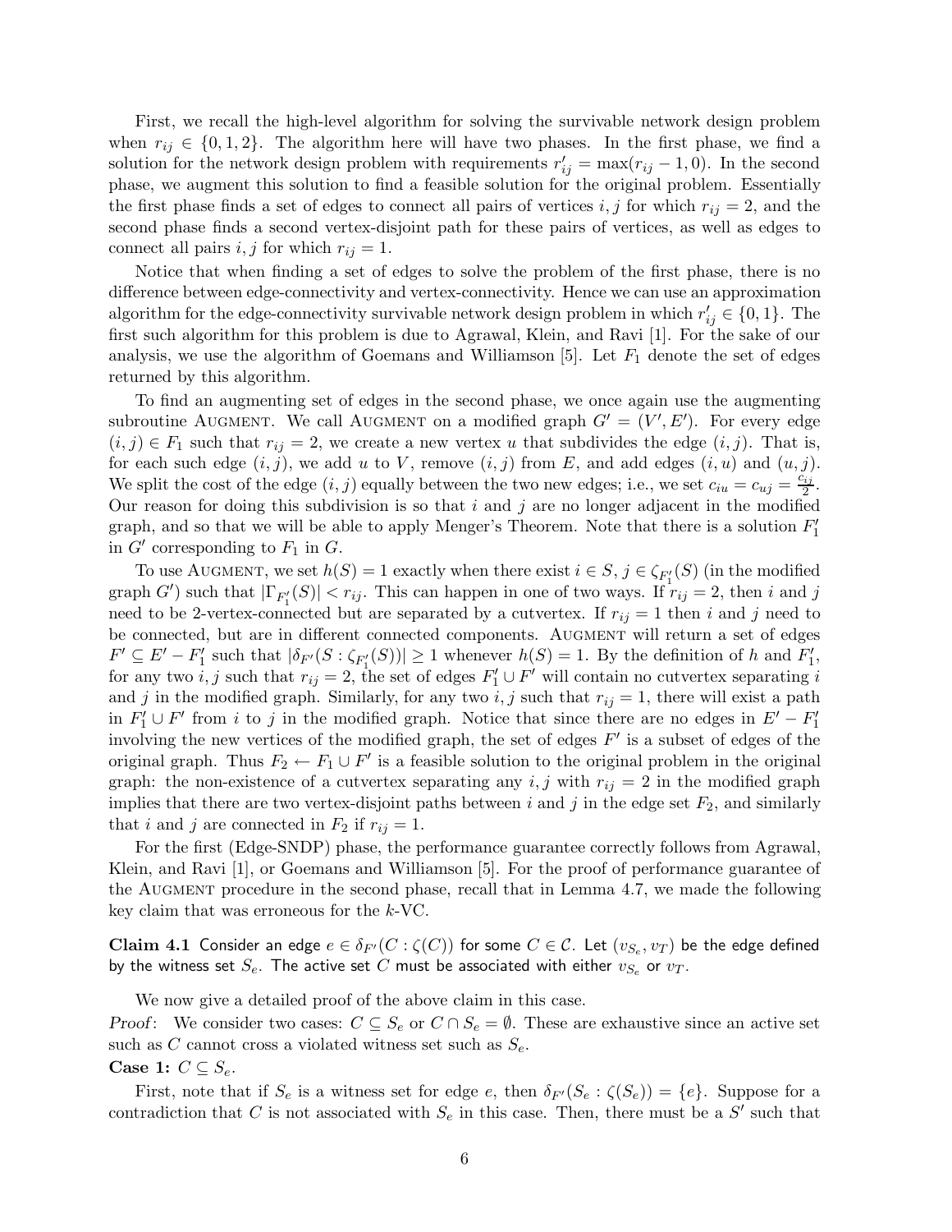First, we recall the high-level algorithm for solving the survivable network design problem when $r_{ij} \in \{0,1,2\}$. The algorithm here will have two phases. In the first phase, we find a solution for the network design problem with requirements $r'_{ij} = \max(r_{ij} - 1, 0)$. In the second phase, we augment this solution to find a feasible solution for the original problem. Essentially the first phase finds a set of edges to connect all pairs of vertices $i, j$ for which $r_{ij} = 2$, and the second phase finds a second vertex-disjoint path for these pairs of vertices, as well as edges to connect all pairs $i, j$ for which $r_{ij} = 1$.

Notice that when finding a set of edges to solve the problem of the first phase, there is no difference between edge-connectivity and vertex-connectivity. Hence we can use an approximation algorithm for the edge-connectivity survivable network design problem in which $r'_{ij} \in \{0, 1\}$. The first such algorithm for this problem is due to Agrawal, Klein, and Ravi [1]. For the sake of our analysis, we use the algorithm of Goemans and Williamson [5]. Let $F_1$ denote the set of edges returned by this algorithm.

To find an augmenting set of edges in the second phase, we once again use the augmenting subroutine Augment. We call Augment on a modified graph $G' = (V', E')$. For every edge $(i, j) \in F_1$ such that $r_{ij} = 2$, we create a new vertex $u$ that subdivides the edge $(i, j)$. That is, for each such edge $(i, j)$, we add $u$ to $V$, remove $(i, j)$ from $E$, and add edges $(i, u)$ and $(u, j)$. We split the cost of the edge $(i, j)$ equally between the two new edges; i.e., we set $c_{iu} = c_{uj} = \frac{c_{ij}}{2}$. Our reason for doing this subdivision is so that $i$ and $j$ are no longer adjacent in the modified graph, and so that we will be able to apply Menger's Theorem. Note that there is a solution $F'_1$ in $G'$ corresponding to $F_1$ in $G$.

To use Augment, we set $h(S) = 1$ exactly when there exist $i \in S$, $j \in \zeta_{F'_1}(S)$ (in the modified graph $G'$) such that $|\Gamma_{F'_1}(S)| < r_{ij}$. This can happen in one of two ways. If $r_{ij} = 2$, then $i$ and $j$ need to be 2-vertex-connected but are separated by a cutvertex. If $r_{ij} = 1$ then $i$ and $j$ need to be connected, but are in different connected components. Augment will return a set of edges $F' \subseteq E' - F'_1$ such that $|\delta_{F'}(S : \zeta_{F'_1}(S))| \geq 1$ whenever $h(S) = 1$. By the definition of $h$ and $F'_1$, for any two $i, j$ such that $r_{ij} = 2$, the set of edges $F'_1 \cup F'$ will contain no cutvertex separating $i$ and $j$ in the modified graph. Similarly, for any two $i, j$ such that $r_{ij} = 1$, there will exist a path in $F'_1 \cup F'$ from $i$ to $j$ in the modified graph. Notice that since there are no edges in $E' - F'_1$ involving the new vertices of the modified graph, the set of edges $F'$ is a subset of edges of the original graph. Thus $F_2 \leftarrow F_1 \cup F'$ is a feasible solution to the original problem in the original graph: the non-existence of a cutvertex separating any $i, j$ with $r_{ij} = 2$ in the modified graph implies that there are two vertex-disjoint paths between $i$ and $j$ in the edge set $F_2$, and similarly that $i$ and $j$ are connected in $F_2$ if $r_{ij} = 1$.

For the first (Edge-SNDP) phase, the performance guarantee correctly follows from Agrawal, Klein, and Ravi [1], or Goemans and Williamson [5]. For the proof of performance guarantee of the Augment procedure in the second phase, recall that in Lemma 4.7, we made the following key claim that was erroneous for the $k$-VC.

**Claim 4.1** Consider an edge $e \in \delta_{F'}(C : \zeta(C))$ for some $C \in \mathcal{C}$. Let $(v_{S_e}, v_T)$ be the edge defined by the witness set $S_e$. The active set $C$ must be associated with either $v_{S_e}$ or $v_T$.

We now give a detailed proof of the above claim in this case.

*Proof*: We consider two cases: $C \subseteq S_e$ or $C \cap S_e = \emptyset$. These are exhaustive since an active set such as $C$ cannot cross a violated witness set such as $S_e$.

**Case 1:** $C \subseteq S_e$.

First, note that if $S_e$ is a witness set for edge $e$, then $\delta_{F'}(S_e : \zeta(S_e)) = \{e\}$. Suppose for a contradiction that $C$ is not associated with $S_e$ in this case. Then, there must be a $S'$ such that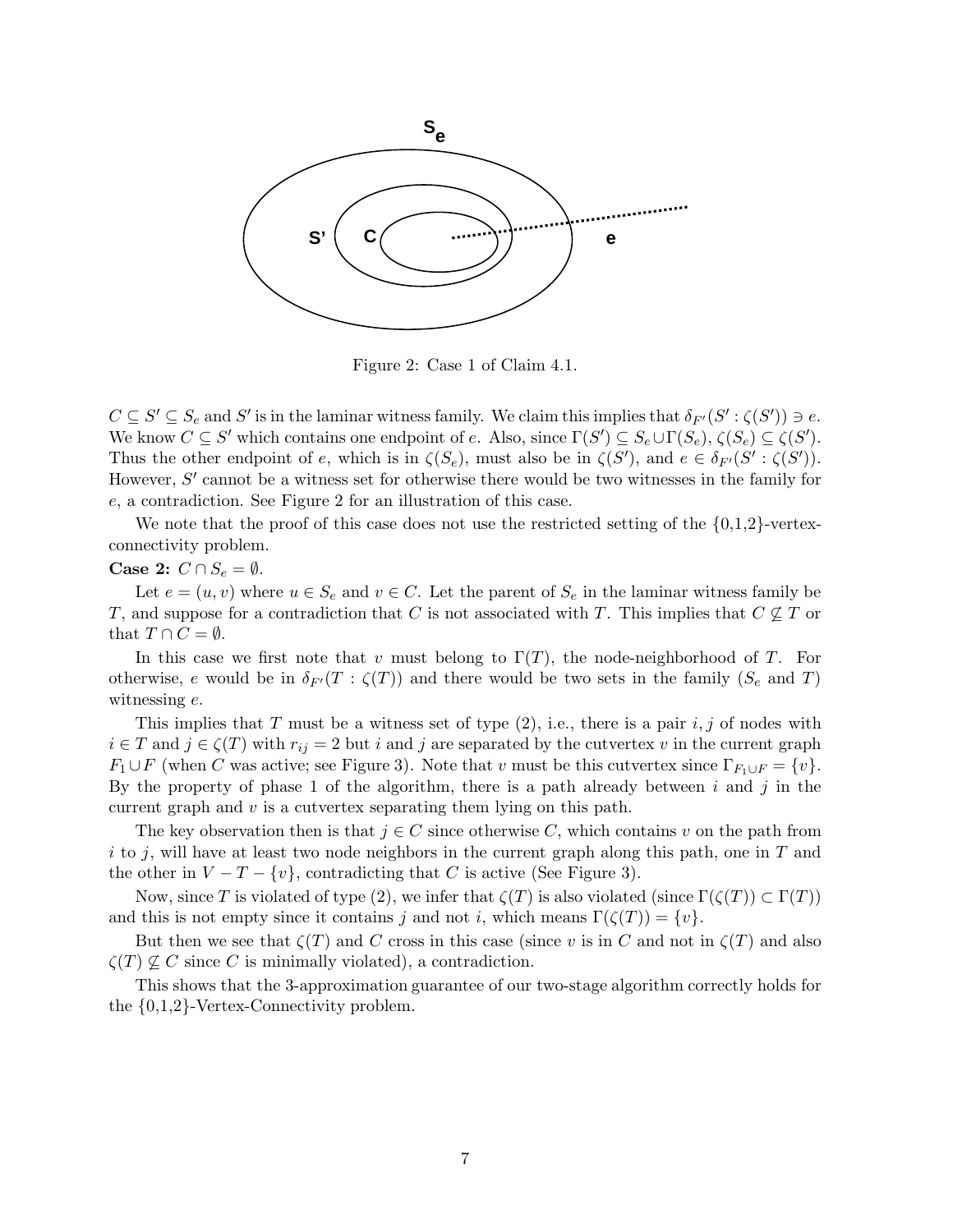Figure 2: Case 1 of Claim 4.1.

$C \subseteq S' \subseteq S_e$ and $S'$ is in the laminar witness family. We claim this implies that $\delta_{F'}(S' : \zeta(S')) \ni e$. We know $C \subseteq S'$ which contains one endpoint of $e$. Also, since $\Gamma(S') \subseteq S_e \cup \Gamma(S_e)$, $\zeta(S_e) \subseteq \zeta(S')$. Thus the other endpoint of $e$, which is in $\zeta(S_e)$, must also be in $\zeta(S')$, and $e \in \delta_{F'}(S' : \zeta(S'))$. However, $S'$ cannot be a witness set for otherwise there would be two witnesses in the family for $e$, a contradiction. See Figure 2 for an illustration of this case.

We note that the proof of this case does not use the restricted setting of the {0,1,2}-vertex-connectivity problem.

**Case 2:** $C \cap S_e = \emptyset$.

Let $e = (u, v)$ where $u \in S_e$ and $v \in C$. Let the parent of $S_e$ in the laminar witness family be $T$, and suppose for a contradiction that $C$ is not associated with $T$. This implies that $C \not\subseteq T$ or that $T \cap C = \emptyset$.

In this case we first note that $v$ must belong to $\Gamma(T)$, the node-neighborhood of $T$. For otherwise, $e$ would be in $\delta_{F'}(T : \zeta(T))$ and there would be two sets in the family ($S_e$ and $T$) witnessing $e$.

This implies that $T$ must be a witness set of type (2), i.e., there is a pair $i, j$ of nodes with $i \in T$ and $j \in \zeta(T)$ with $r_{ij} = 2$ but $i$ and $j$ are separated by the cutvertex $v$ in the current graph $F_1 \cup F$ (when $C$ was active; see Figure 3). Note that $v$ must be this cutvertex since $\Gamma_{F_1 \cup F} = \{v\}$. By the property of phase 1 of the algorithm, there is a path already between $i$ and $j$ in the current graph and $v$ is a cutvertex separating them lying on this path.

The key observation then is that $j \in C$ since otherwise $C$, which contains $v$ on the path from $i$ to $j$, will have at least two node neighbors in the current graph along this path, one in $T$ and the other in $V - T - \{v\}$, contradicting that $C$ is active (See Figure 3).

Now, since $T$ is violated of type (2), we infer that $\zeta(T)$ is also violated (since $\Gamma(\zeta(T)) \subset \Gamma(T)$) and this is not empty since it contains $j$ and not $i$, which means $\Gamma(\zeta(T)) = \{v\}$.

But then we see that $\zeta(T)$ and $C$ cross in this case (since $v$ is in $C$ and not in $\zeta(T)$ and also $\zeta(T) \not\subseteq C$ since $C$ is minimally violated), a contradiction.

This shows that the 3-approximation guarantee of our two-stage algorithm correctly holds for the {0,1,2}-Vertex-Connectivity problem.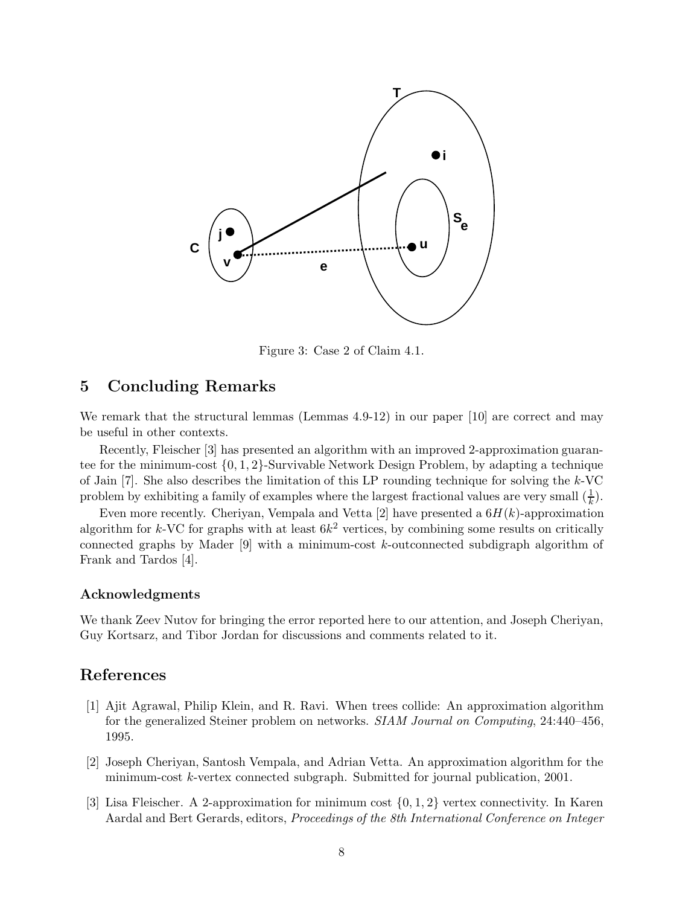Figure 3: Case 2 of Claim 4.1.

## 5 Concluding Remarks

We remark that the structural lemmas (Lemmas 4.9-12) in our paper [10] are correct and may be useful in other contexts.

Recently, Fleischer [3] has presented an algorithm with an improved 2-approximation guarantee for the minimum-cost $\{0, 1, 2\}$-Survivable Network Design Problem, by adapting a technique of Jain [7]. She also describes the limitation of this LP rounding technique for solving the $k$-VC problem by exhibiting a family of examples where the largest fractional values are very small ($\frac{1}{k}$).

Even more recently. Cheriyan, Vempala and Vetta [2] have presented a $6H(k)$-approximation algorithm for $k$-VC for graphs with at least $6k^2$ vertices, by combining some results on critically connected graphs by Mader [9] with a minimum-cost $k$-outconnected subdigraph algorithm of Frank and Tardos [4].

### Acknowledgments

We thank Zeev Nutov for bringing the error reported here to our attention, and Joseph Cheriyan, Guy Kortsarz, and Tibor Jordan for discussions and comments related to it.

## References

[1] Ajit Agrawal, Philip Klein, and R. Ravi. When trees collide: An approximation algorithm for the generalized Steiner problem on networks. *SIAM Journal on Computing*, 24:440–456, 1995.

[2] Joseph Cheriyan, Santosh Vempala, and Adrian Vetta. An approximation algorithm for the minimum-cost $k$-vertex connected subgraph. Submitted for journal publication, 2001.

[3] Lisa Fleischer. A 2-approximation for minimum cost $\{0, 1, 2\}$ vertex connectivity. In Karen Aardal and Bert Gerards, editors, *Proceedings of the 8th International Conference on Integer*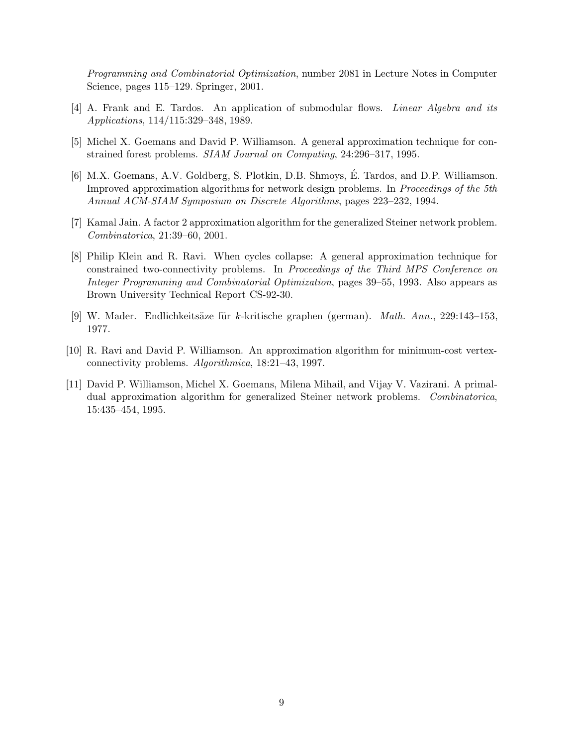*Programming and Combinatorial Optimization*, number 2081 in Lecture Notes in Computer Science, pages 115–129. Springer, 2001.

[4] A. Frank and E. Tardos. An application of submodular flows. *Linear Algebra and its Applications*, 114/115:329–348, 1989.

[5] Michel X. Goemans and David P. Williamson. A general approximation technique for constrained forest problems. *SIAM Journal on Computing*, 24:296–317, 1995.

[6] M.X. Goemans, A.V. Goldberg, S. Plotkin, D.B. Shmoys, É. Tardos, and D.P. Williamson. Improved approximation algorithms for network design problems. In *Proceedings of the 5th Annual ACM-SIAM Symposium on Discrete Algorithms*, pages 223–232, 1994.

[7] Kamal Jain. A factor 2 approximation algorithm for the generalized Steiner network problem. *Combinatorica*, 21:39–60, 2001.

[8] Philip Klein and R. Ravi. When cycles collapse: A general approximation technique for constrained two-connectivity problems. In *Proceedings of the Third MPS Conference on Integer Programming and Combinatorial Optimization*, pages 39–55, 1993. Also appears as Brown University Technical Report CS-92-30.

[9] W. Mader. Endlichkeitsäze für $k$-kritische graphen (german). *Math. Ann.*, 229:143–153, 1977.

[10] R. Ravi and David P. Williamson. An approximation algorithm for minimum-cost vertex-connectivity problems. *Algorithmica*, 18:21–43, 1997.

[11] David P. Williamson, Michel X. Goemans, Milena Mihail, and Vijay V. Vazirani. A primal-dual approximation algorithm for generalized Steiner network problems. *Combinatorica*, 15:435–454, 1995.